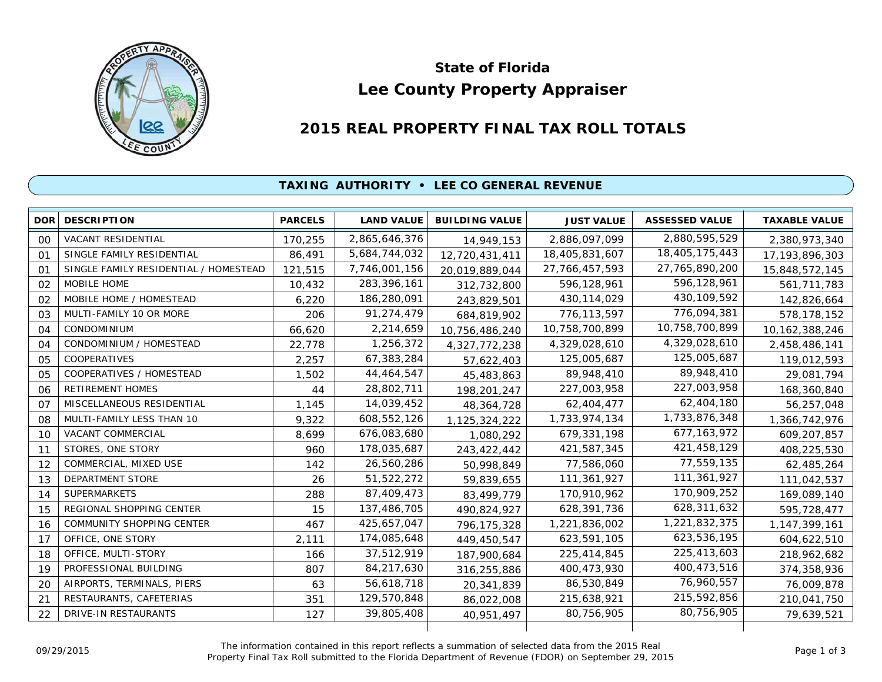# State of Florida

# Lee County Property Appraiser

## 2015 REAL PROPERTY FINAL TAX ROLL TOTALS

### TAXING AUTHORITY • LEE CO GENERAL REVENUE

| DOR | DESCRIPTION | PARCELS | LAND VALUE | BUILDING VALUE | JUST VALUE | ASSESSED VALUE | TAXABLE VALUE |
|---|---|---|---|---|---|---|---|
| 00 | VACANT RESIDENTIAL | 170,255 | 2,865,646,376 | 14,949,153 | 2,886,097,099 | 2,880,595,529 | 2,380,973,340 |
| 01 | SINGLE FAMILY RESIDENTIAL | 86,491 | 5,684,744,032 | 12,720,431,411 | 18,405,831,607 | 18,405,175,443 | 17,193,896,303 |
| 01 | SINGLE FAMILY RESIDENTIAL / HOMESTEAD | 121,515 | 7,746,001,156 | 20,019,889,044 | 27,766,457,593 | 27,765,890,200 | 15,848,572,145 |
| 02 | MOBILE HOME | 10,432 | 283,396,161 | 312,732,800 | 596,128,961 | 596,128,961 | 561,711,783 |
| 02 | MOBILE HOME / HOMESTEAD | 6,220 | 186,280,091 | 243,829,501 | 430,114,029 | 430,109,592 | 142,826,664 |
| 03 | MULTI-FAMILY 10 OR MORE | 206 | 91,274,479 | 684,819,902 | 776,113,597 | 776,094,381 | 578,178,152 |
| 04 | CONDOMINIUM | 66,620 | 2,214,659 | 10,756,486,240 | 10,758,700,899 | 10,758,700,899 | 10,162,388,246 |
| 04 | CONDOMINIUM / HOMESTEAD | 22,778 | 1,256,372 | 4,327,772,238 | 4,329,028,610 | 4,329,028,610 | 2,458,486,141 |
| 05 | COOPERATIVES | 2,257 | 67,383,284 | 57,622,403 | 125,005,687 | 125,005,687 | 119,012,593 |
| 05 | COOPERATIVES / HOMESTEAD | 1,502 | 44,464,547 | 45,483,863 | 89,948,410 | 89,948,410 | 29,081,794 |
| 06 | RETIREMENT HOMES | 44 | 28,802,711 | 198,201,247 | 227,003,958 | 227,003,958 | 168,360,840 |
| 07 | MISCELLANEOUS RESIDENTIAL | 1,145 | 14,039,452 | 48,364,728 | 62,404,477 | 62,404,180 | 56,257,048 |
| 08 | MULTI-FAMILY LESS THAN 10 | 9,322 | 608,552,126 | 1,125,324,222 | 1,733,974,134 | 1,733,876,348 | 1,366,742,976 |
| 10 | VACANT COMMERCIAL | 8,699 | 676,083,680 | 1,080,292 | 679,331,198 | 677,163,972 | 609,207,857 |
| 11 | STORES, ONE STORY | 960 | 178,035,687 | 243,422,442 | 421,587,345 | 421,458,129 | 408,225,530 |
| 12 | COMMERCIAL, MIXED USE | 142 | 26,560,286 | 50,998,849 | 77,586,060 | 77,559,135 | 62,485,264 |
| 13 | DEPARTMENT STORE | 26 | 51,522,272 | 59,839,655 | 111,361,927 | 111,361,927 | 111,042,537 |
| 14 | SUPERMARKETS | 288 | 87,409,473 | 83,499,779 | 170,910,962 | 170,909,252 | 169,089,140 |
| 15 | REGIONAL SHOPPING CENTER | 15 | 137,486,705 | 490,824,927 | 628,391,736 | 628,311,632 | 595,728,477 |
| 16 | COMMUNITY SHOPPING CENTER | 467 | 425,657,047 | 796,175,328 | 1,221,836,002 | 1,221,832,375 | 1,147,399,161 |
| 17 | OFFICE, ONE STORY | 2,111 | 174,085,648 | 449,450,547 | 623,591,105 | 623,536,195 | 604,622,510 |
| 18 | OFFICE, MULTI-STORY | 166 | 37,512,919 | 187,900,684 | 225,414,845 | 225,413,603 | 218,962,682 |
| 19 | PROFESSIONAL BUILDING | 807 | 84,217,630 | 316,255,886 | 400,473,930 | 400,473,516 | 374,358,936 |
| 20 | AIRPORTS, TERMINALS, PIERS | 63 | 56,618,718 | 20,341,839 | 86,530,849 | 76,960,557 | 76,009,878 |
| 21 | RESTAURANTS, CAFETERIAS | 351 | 129,570,848 | 86,022,008 | 215,638,921 | 215,592,856 | 210,041,750 |
| 22 | DRIVE-IN RESTAURANTS | 127 | 39,805,408 | 40,951,497 | 80,756,905 | 80,756,905 | 79,639,521 |

09/29/2015

The information contained in this report reflects a summation of selected data from the 2015 Real Property Final Tax Roll submitted to the Florida Department of Revenue (FDOR) on September 29, 2015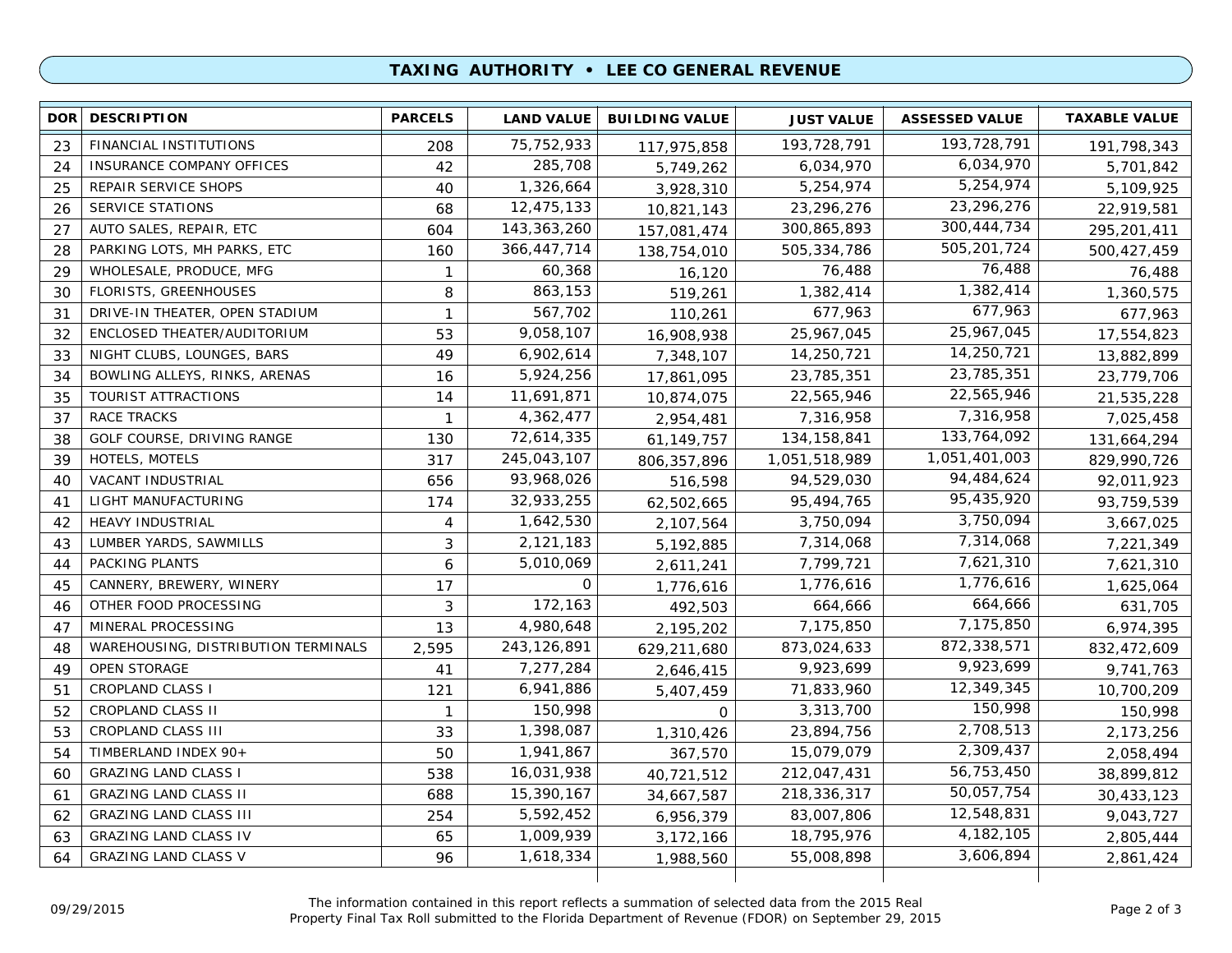## TAXING AUTHORITY • LEE CO GENERAL REVENUE

| DOR | DESCRIPTION | PARCELS | LAND VALUE | BUILDING VALUE | JUST VALUE | ASSESSED VALUE | TAXABLE VALUE |
|---|---|---|---|---|---|---|---|
| 23 | FINANCIAL INSTITUTIONS | 208 | 75,752,933 | 117,975,858 | 193,728,791 | 193,728,791 | 191,798,343 |
| 24 | INSURANCE COMPANY OFFICES | 42 | 285,708 | 5,749,262 | 6,034,970 | 6,034,970 | 5,701,842 |
| 25 | REPAIR SERVICE SHOPS | 40 | 1,326,664 | 3,928,310 | 5,254,974 | 5,254,974 | 5,109,925 |
| 26 | SERVICE STATIONS | 68 | 12,475,133 | 10,821,143 | 23,296,276 | 23,296,276 | 22,919,581 |
| 27 | AUTO SALES, REPAIR, ETC | 604 | 143,363,260 | 157,081,474 | 300,865,893 | 300,444,734 | 295,201,411 |
| 28 | PARKING LOTS, MH PARKS, ETC | 160 | 366,447,714 | 138,754,010 | 505,334,786 | 505,201,724 | 500,427,459 |
| 29 | WHOLESALE, PRODUCE, MFG | 1 | 60,368 | 16,120 | 76,488 | 76,488 | 76,488 |
| 30 | FLORISTS, GREENHOUSES | 8 | 863,153 | 519,261 | 1,382,414 | 1,382,414 | 1,360,575 |
| 31 | DRIVE-IN THEATER, OPEN STADIUM | 1 | 567,702 | 110,261 | 677,963 | 677,963 | 677,963 |
| 32 | ENCLOSED THEATER/AUDITORIUM | 53 | 9,058,107 | 16,908,938 | 25,967,045 | 25,967,045 | 17,554,823 |
| 33 | NIGHT CLUBS, LOUNGES, BARS | 49 | 6,902,614 | 7,348,107 | 14,250,721 | 14,250,721 | 13,882,899 |
| 34 | BOWLING ALLEYS, RINKS, ARENAS | 16 | 5,924,256 | 17,861,095 | 23,785,351 | 23,785,351 | 23,779,706 |
| 35 | TOURIST ATTRACTIONS | 14 | 11,691,871 | 10,874,075 | 22,565,946 | 22,565,946 | 21,535,228 |
| 37 | RACE TRACKS | 1 | 4,362,477 | 2,954,481 | 7,316,958 | 7,316,958 | 7,025,458 |
| 38 | GOLF COURSE, DRIVING RANGE | 130 | 72,614,335 | 61,149,757 | 134,158,841 | 133,764,092 | 131,664,294 |
| 39 | HOTELS, MOTELS | 317 | 245,043,107 | 806,357,896 | 1,051,518,989 | 1,051,401,003 | 829,990,726 |
| 40 | VACANT INDUSTRIAL | 656 | 93,968,026 | 516,598 | 94,529,030 | 94,484,624 | 92,011,923 |
| 41 | LIGHT MANUFACTURING | 174 | 32,933,255 | 62,502,665 | 95,494,765 | 95,435,920 | 93,759,539 |
| 42 | HEAVY INDUSTRIAL | 4 | 1,642,530 | 2,107,564 | 3,750,094 | 3,750,094 | 3,667,025 |
| 43 | LUMBER YARDS, SAWMILLS | 3 | 2,121,183 | 5,192,885 | 7,314,068 | 7,314,068 | 7,221,349 |
| 44 | PACKING PLANTS | 6 | 5,010,069 | 2,611,241 | 7,799,721 | 7,621,310 | 7,621,310 |
| 45 | CANNERY, BREWERY, WINERY | 17 | 0 | 1,776,616 | 1,776,616 | 1,776,616 | 1,625,064 |
| 46 | OTHER FOOD PROCESSING | 3 | 172,163 | 492,503 | 664,666 | 664,666 | 631,705 |
| 47 | MINERAL PROCESSING | 13 | 4,980,648 | 2,195,202 | 7,175,850 | 7,175,850 | 6,974,395 |
| 48 | WAREHOUSING, DISTRIBUTION TERMINALS | 2,595 | 243,126,891 | 629,211,680 | 873,024,633 | 872,338,571 | 832,472,609 |
| 49 | OPEN STORAGE | 41 | 7,277,284 | 2,646,415 | 9,923,699 | 9,923,699 | 9,741,763 |
| 51 | CROPLAND CLASS I | 121 | 6,941,886 | 5,407,459 | 71,833,960 | 12,349,345 | 10,700,209 |
| 52 | CROPLAND CLASS II | 1 | 150,998 | 0 | 3,313,700 | 150,998 | 150,998 |
| 53 | CROPLAND CLASS III | 33 | 1,398,087 | 1,310,426 | 23,894,756 | 2,708,513 | 2,173,256 |
| 54 | TIMBERLAND INDEX 90+ | 50 | 1,941,867 | 367,570 | 15,079,079 | 2,309,437 | 2,058,494 |
| 60 | GRAZING LAND CLASS I | 538 | 16,031,938 | 40,721,512 | 212,047,431 | 56,753,450 | 38,899,812 |
| 61 | GRAZING LAND CLASS II | 688 | 15,390,167 | 34,667,587 | 218,336,317 | 50,057,754 | 30,433,123 |
| 62 | GRAZING LAND CLASS III | 254 | 5,592,452 | 6,956,379 | 83,007,806 | 12,548,831 | 9,043,727 |
| 63 | GRAZING LAND CLASS IV | 65 | 1,009,939 | 3,172,166 | 18,795,976 | 4,182,105 | 2,805,444 |
| 64 | GRAZING LAND CLASS V | 96 | 1,618,334 | 1,988,560 | 55,008,898 | 3,606,894 | 2,861,424 |

09/29/2015

The information contained in this report reflects a summation of selected data from the 2015 Real Property Final Tax Roll submitted to the Florida Department of Revenue (FDOR) on September 29, 2015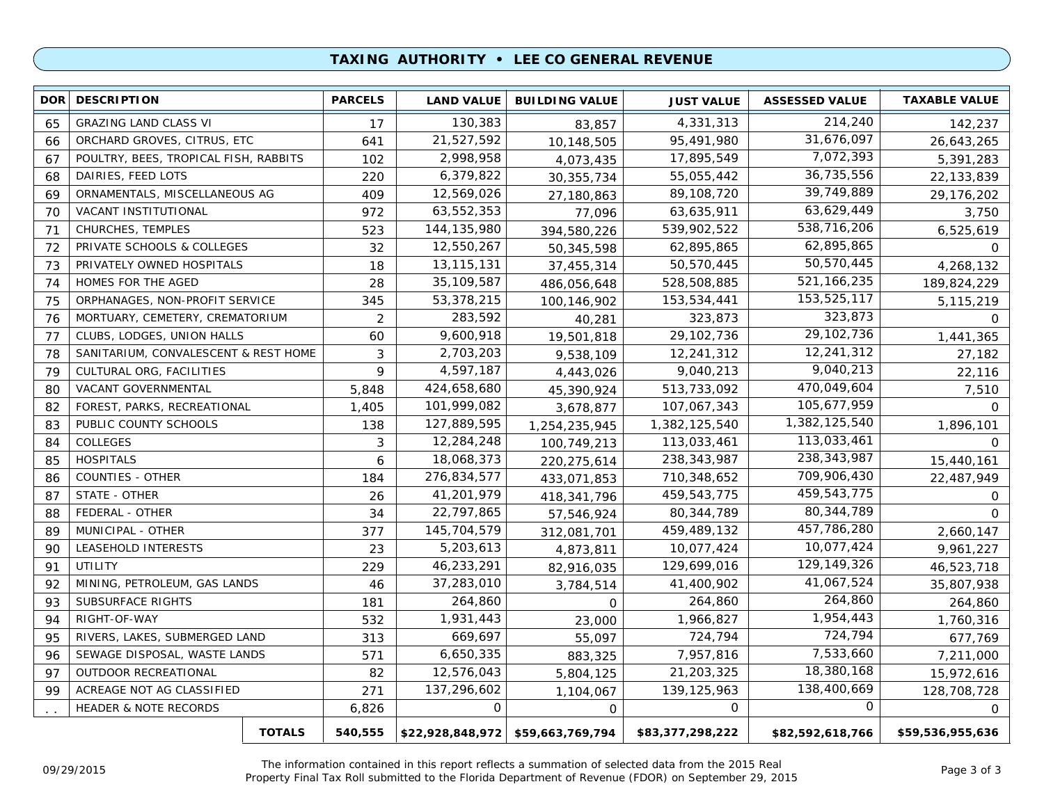## TAXING AUTHORITY • LEE CO GENERAL REVENUE

| DOR | DESCRIPTION | PARCELS | LAND VALUE | BUILDING VALUE | JUST VALUE | ASSESSED VALUE | TAXABLE VALUE |
|---|---|---|---|---|---|---|---|
| 65 | GRAZING LAND CLASS VI | 17 | 130,383 | 83,857 | 4,331,313 | 214,240 | 142,237 |
| 66 | ORCHARD GROVES, CITRUS, ETC | 641 | 21,527,592 | 10,148,505 | 95,491,980 | 31,676,097 | 26,643,265 |
| 67 | POULTRY, BEES, TROPICAL FISH, RABBITS | 102 | 2,998,958 | 4,073,435 | 17,895,549 | 7,072,393 | 5,391,283 |
| 68 | DAIRIES, FEED LOTS | 220 | 6,379,822 | 30,355,734 | 55,055,442 | 36,735,556 | 22,133,839 |
| 69 | ORNAMENTALS, MISCELLANEOUS AG | 409 | 12,569,026 | 27,180,863 | 89,108,720 | 39,749,889 | 29,176,202 |
| 70 | VACANT INSTITUTIONAL | 972 | 63,552,353 | 77,096 | 63,635,911 | 63,629,449 | 3,750 |
| 71 | CHURCHES, TEMPLES | 523 | 144,135,980 | 394,580,226 | 539,902,522 | 538,716,206 | 6,525,619 |
| 72 | PRIVATE SCHOOLS & COLLEGES | 32 | 12,550,267 | 50,345,598 | 62,895,865 | 62,895,865 | 0 |
| 73 | PRIVATELY OWNED HOSPITALS | 18 | 13,115,131 | 37,455,314 | 50,570,445 | 50,570,445 | 4,268,132 |
| 74 | HOMES FOR THE AGED | 28 | 35,109,587 | 486,056,648 | 528,508,885 | 521,166,235 | 189,824,229 |
| 75 | ORPHANAGES, NON-PROFIT SERVICE | 345 | 53,378,215 | 100,146,902 | 153,534,441 | 153,525,117 | 5,115,219 |
| 76 | MORTUARY, CEMETERY, CREMATORIUM | 2 | 283,592 | 40,281 | 323,873 | 323,873 | 0 |
| 77 | CLUBS, LODGES, UNION HALLS | 60 | 9,600,918 | 19,501,818 | 29,102,736 | 29,102,736 | 1,441,365 |
| 78 | SANITARIUM, CONVALESCENT & REST HOME | 3 | 2,703,203 | 9,538,109 | 12,241,312 | 12,241,312 | 27,182 |
| 79 | CULTURAL ORG, FACILITIES | 9 | 4,597,187 | 4,443,026 | 9,040,213 | 9,040,213 | 22,116 |
| 80 | VACANT GOVERNMENTAL | 5,848 | 424,658,680 | 45,390,924 | 513,733,092 | 470,049,604 | 7,510 |
| 82 | FOREST, PARKS, RECREATIONAL | 1,405 | 101,999,082 | 3,678,877 | 107,067,343 | 105,677,959 | 0 |
| 83 | PUBLIC COUNTY SCHOOLS | 138 | 127,889,595 | 1,254,235,945 | 1,382,125,540 | 1,382,125,540 | 1,896,101 |
| 84 | COLLEGES | 3 | 12,284,248 | 100,749,213 | 113,033,461 | 113,033,461 | 0 |
| 85 | HOSPITALS | 6 | 18,068,373 | 220,275,614 | 238,343,987 | 238,343,987 | 15,440,161 |
| 86 | COUNTIES - OTHER | 184 | 276,834,577 | 433,071,853 | 710,348,652 | 709,906,430 | 22,487,949 |
| 87 | STATE - OTHER | 26 | 41,201,979 | 418,341,796 | 459,543,775 | 459,543,775 | 0 |
| 88 | FEDERAL - OTHER | 34 | 22,797,865 | 57,546,924 | 80,344,789 | 80,344,789 | 0 |
| 89 | MUNICIPAL - OTHER | 377 | 145,704,579 | 312,081,701 | 459,489,132 | 457,786,280 | 2,660,147 |
| 90 | LEASEHOLD INTERESTS | 23 | 5,203,613 | 4,873,811 | 10,077,424 | 10,077,424 | 9,961,227 |
| 91 | UTILITY | 229 | 46,233,291 | 82,916,035 | 129,699,016 | 129,149,326 | 46,523,718 |
| 92 | MINING, PETROLEUM, GAS LANDS | 46 | 37,283,010 | 3,784,514 | 41,400,902 | 41,067,524 | 35,807,938 |
| 93 | SUBSURFACE RIGHTS | 181 | 264,860 | 0 | 264,860 | 264,860 | 264,860 |
| 94 | RIGHT-OF-WAY | 532 | 1,931,443 | 23,000 | 1,966,827 | 1,954,443 | 1,760,316 |
| 95 | RIVERS, LAKES, SUBMERGED LAND | 313 | 669,697 | 55,097 | 724,794 | 724,794 | 677,769 |
| 96 | SEWAGE DISPOSAL, WASTE LANDS | 571 | 6,650,335 | 883,325 | 7,957,816 | 7,533,660 | 7,211,000 |
| 97 | OUTDOOR RECREATIONAL | 82 | 12,576,043 | 5,804,125 | 21,203,325 | 18,380,168 | 15,972,616 |
| 99 | ACREAGE NOT AG CLASSIFIED | 271 | 137,296,602 | 1,104,067 | 139,125,963 | 138,400,669 | 128,708,728 |
| .. | HEADER & NOTE RECORDS | 6,826 | 0 | 0 | 0 | 0 | 0 |
| | **TOTALS** | **540,555** | **$22,928,848,972** | **$59,663,769,794** | **$83,377,298,222** | **$82,592,618,766** | **$59,536,955,636** |

09/29/2015

The information contained in this report reflects a summation of selected data from the 2015 Real Property Final Tax Roll submitted to the Florida Department of Revenue (FDOR) on September 29, 2015